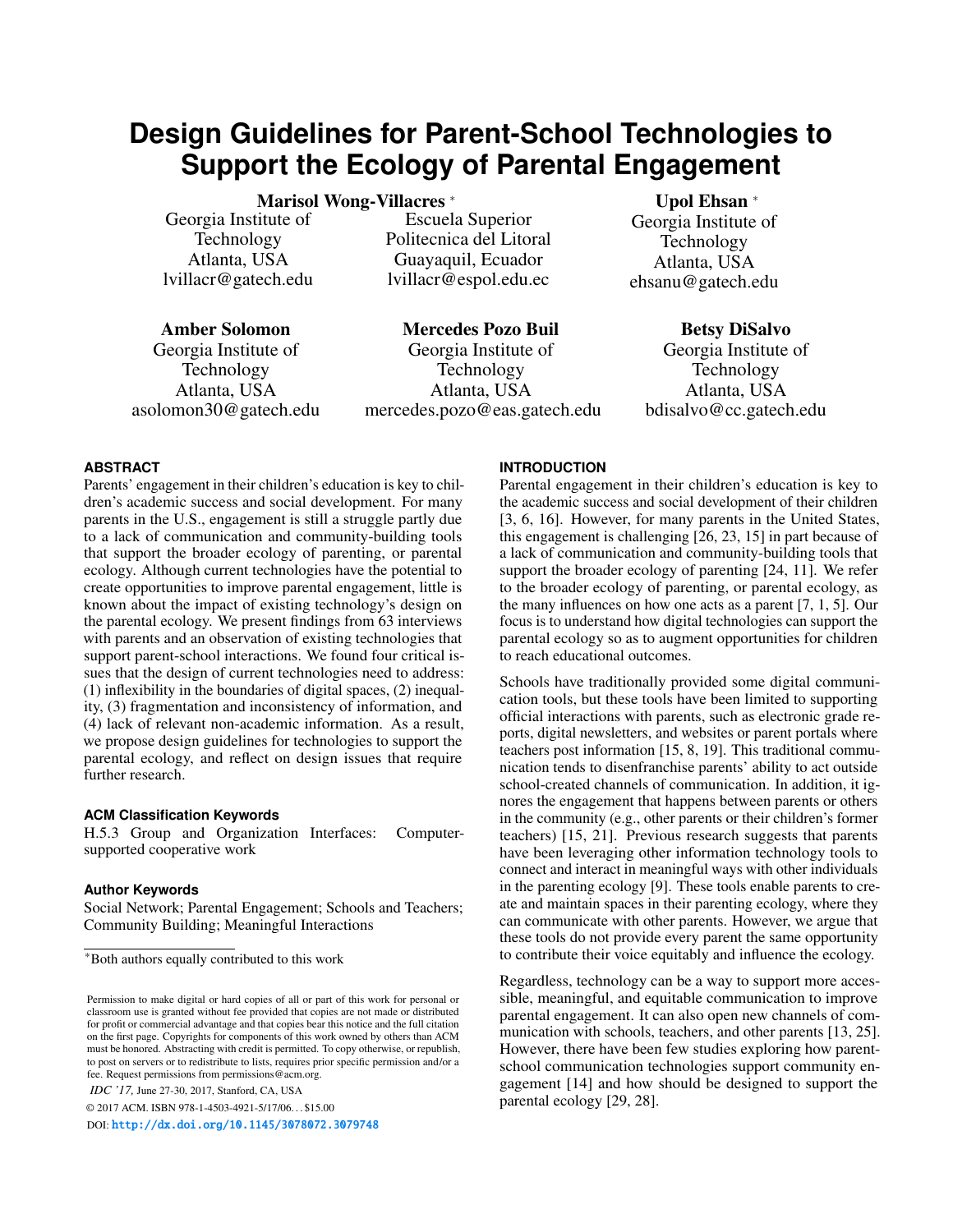# Design Guidelines for Parent-School Technologies to Support the Ecology of Parental Engagement

**Marisol Wong-Villacres** *
Georgia Institute of Technology
Atlanta, USA
lvillacr@gatech.edu

Escuela Superior Politecnica del Litoral
Guayaquil, Ecuador
lvillacr@espol.edu.ec

**Upol Ehsan** *
Georgia Institute of Technology
Atlanta, USA
ehsanu@gatech.edu

**Amber Solomon**
Georgia Institute of Technology
Atlanta, USA
asolomon30@gatech.edu

**Mercedes Pozo Buil**
Georgia Institute of Technology
Atlanta, USA
mercedes.pozo@eas.gatech.edu

**Betsy DiSalvo**
Georgia Institute of Technology
Atlanta, USA
bdisalvo@cc.gatech.edu

### ABSTRACT

Parents' engagement in their children's education is key to children's academic success and social development. For many parents in the U.S., engagement is still a struggle partly due to a lack of communication and community-building tools that support the broader ecology of parenting, or parental ecology. Although current technologies have the potential to create opportunities to improve parental engagement, little is known about the impact of existing technology's design on the parental ecology. We present findings from 63 interviews with parents and an observation of existing technologies that support parent-school interactions. We found four critical issues that the design of current technologies need to address: (1) inflexibility in the boundaries of digital spaces, (2) inequality, (3) fragmentation and inconsistency of information, and (4) lack of relevant non-academic information. As a result, we propose design guidelines for technologies to support the parental ecology, and reflect on design issues that require further research.

### ACM Classification Keywords

H.5.3 Group and Organization Interfaces: Computer-supported cooperative work

### Author Keywords

Social Network; Parental Engagement; Schools and Teachers; Community Building; Meaningful Interactions

*Both authors equally contributed to this work

Permission to make digital or hard copies of all or part of this work for personal or classroom use is granted without fee provided that copies are not made or distributed for profit or commercial advantage and that copies bear this notice and the full citation on the first page. Copyrights for components of this work owned by others than ACM must be honored. Abstracting with credit is permitted. To copy otherwise, or republish, to post on servers or to redistribute to lists, requires prior specific permission and/or a fee. Request permissions from permissions@acm.org.

*IDC '17,* June 27-30, 2017, Stanford, CA, USA

© 2017 ACM. ISBN 978-1-4503-4921-5/17/06...$15.00

DOI: http://dx.doi.org/10.1145/3078072.3079748

### INTRODUCTION

Parental engagement in their children's education is key to the academic success and social development of their children [3, 6, 16]. However, for many parents in the United States, this engagement is challenging [26, 23, 15] in part because of a lack of communication and community-building tools that support the broader ecology of parenting [24, 11]. We refer to the broader ecology of parenting, or parental ecology, as the many influences on how one acts as a parent [7, 1, 5]. Our focus is to understand how digital technologies can support the parental ecology so as to augment opportunities for children to reach educational outcomes.

Schools have traditionally provided some digital communication tools, but these tools have been limited to supporting official interactions with parents, such as electronic grade reports, digital newsletters, and websites or parent portals where teachers post information [15, 8, 19]. This traditional communication tends to disenfranchise parents' ability to act outside school-created channels of communication. In addition, it ignores the engagement that happens between parents or others in the community (e.g., other parents or their children's former teachers) [15, 21]. Previous research suggests that parents have been leveraging other information technology tools to connect and interact in meaningful ways with other individuals in the parenting ecology [9]. These tools enable parents to create and maintain spaces in their parenting ecology, where they can communicate with other parents. However, we argue that these tools do not provide every parent the same opportunity to contribute their voice equitably and influence the ecology.

Regardless, technology can be a way to support more accessible, meaningful, and equitable communication to improve parental engagement. It can also open new channels of communication with schools, teachers, and other parents [13, 25]. However, there have been few studies exploring how parent-school communication technologies support community engagement [14] and how should be designed to support the parental ecology [29, 28].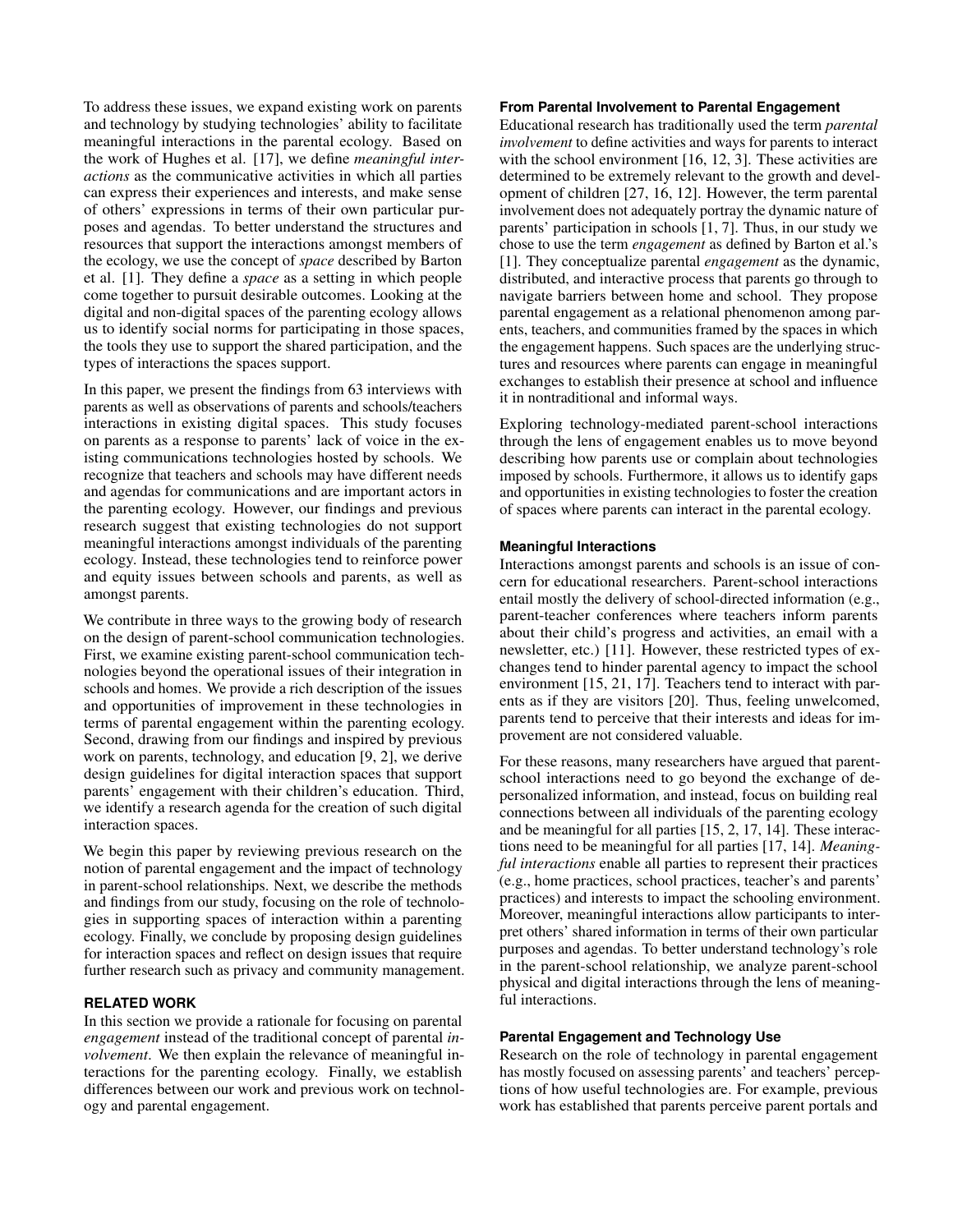To address these issues, we expand existing work on parents and technology by studying technologies' ability to facilitate meaningful interactions in the parental ecology. Based on the work of Hughes et al. [17], we define *meaningful interactions* as the communicative activities in which all parties can express their experiences and interests, and make sense of others' expressions in terms of their own particular purposes and agendas. To better understand the structures and resources that support the interactions amongst members of the ecology, we use the concept of *space* described by Barton et al. [1]. They define a *space* as a setting in which people come together to pursuit desirable outcomes. Looking at the digital and non-digital spaces of the parenting ecology allows us to identify social norms for participating in those spaces, the tools they use to support the shared participation, and the types of interactions the spaces support.

In this paper, we present the findings from 63 interviews with parents as well as observations of parents and schools/teachers interactions in existing digital spaces. This study focuses on parents as a response to parents' lack of voice in the existing communications technologies hosted by schools. We recognize that teachers and schools may have different needs and agendas for communications and are important actors in the parenting ecology. However, our findings and previous research suggest that existing technologies do not support meaningful interactions amongst individuals of the parenting ecology. Instead, these technologies tend to reinforce power and equity issues between schools and parents, as well as amongst parents.

We contribute in three ways to the growing body of research on the design of parent-school communication technologies. First, we examine existing parent-school communication technologies beyond the operational issues of their integration in schools and homes. We provide a rich description of the issues and opportunities of improvement in these technologies in terms of parental engagement within the parenting ecology. Second, drawing from our findings and inspired by previous work on parents, technology, and education [9, 2], we derive design guidelines for digital interaction spaces that support parents' engagement with their children's education. Third, we identify a research agenda for the creation of such digital interaction spaces.

We begin this paper by reviewing previous research on the notion of parental engagement and the impact of technology in parent-school relationships. Next, we describe the methods and findings from our study, focusing on the role of technologies in supporting spaces of interaction within a parenting ecology. Finally, we conclude by proposing design guidelines for interaction spaces and reflect on design issues that require further research such as privacy and community management.

## RELATED WORK

In this section we provide a rationale for focusing on parental *engagement* instead of the traditional concept of parental *involvement*. We then explain the relevance of meaningful interactions for the parenting ecology. Finally, we establish differences between our work and previous work on technology and parental engagement.

### From Parental Involvement to Parental Engagement

Educational research has traditionally used the term *parental involvement* to define activities and ways for parents to interact with the school environment [16, 12, 3]. These activities are determined to be extremely relevant to the growth and development of children [27, 16, 12]. However, the term parental involvement does not adequately portray the dynamic nature of parents' participation in schools [1, 7]. Thus, in our study we chose to use the term *engagement* as defined by Barton et al.'s [1]. They conceptualize parental *engagement* as the dynamic, distributed, and interactive process that parents go through to navigate barriers between home and school. They propose parental engagement as a relational phenomenon among parents, teachers, and communities framed by the spaces in which the engagement happens. Such spaces are the underlying structures and resources where parents can engage in meaningful exchanges to establish their presence at school and influence it in nontraditional and informal ways.

Exploring technology-mediated parent-school interactions through the lens of engagement enables us to move beyond describing how parents use or complain about technologies imposed by schools. Furthermore, it allows us to identify gaps and opportunities in existing technologies to foster the creation of spaces where parents can interact in the parental ecology.

### Meaningful Interactions

Interactions amongst parents and schools is an issue of concern for educational researchers. Parent-school interactions entail mostly the delivery of school-directed information (e.g., parent-teacher conferences where teachers inform parents about their child's progress and activities, an email with a newsletter, etc.) [11]. However, these restricted types of exchanges tend to hinder parental agency to impact the school environment [15, 21, 17]. Teachers tend to interact with parents as if they are visitors [20]. Thus, feeling unwelcomed, parents tend to perceive that their interests and ideas for improvement are not considered valuable.

For these reasons, many researchers have argued that parent-school interactions need to go beyond the exchange of depersonalized information, and instead, focus on building real connections between all individuals of the parenting ecology and be meaningful for all parties [15, 2, 17, 14]. These interactions need to be meaningful for all parties [17, 14]. *Meaningful interactions* enable all parties to represent their practices (e.g., home practices, school practices, teacher's and parents' practices) and interests to impact the schooling environment. Moreover, meaningful interactions allow participants to interpret others' shared information in terms of their own particular purposes and agendas. To better understand technology's role in the parent-school relationship, we analyze parent-school physical and digital interactions through the lens of meaningful interactions.

### Parental Engagement and Technology Use

Research on the role of technology in parental engagement has mostly focused on assessing parents' and teachers' perceptions of how useful technologies are. For example, previous work has established that parents perceive parent portals and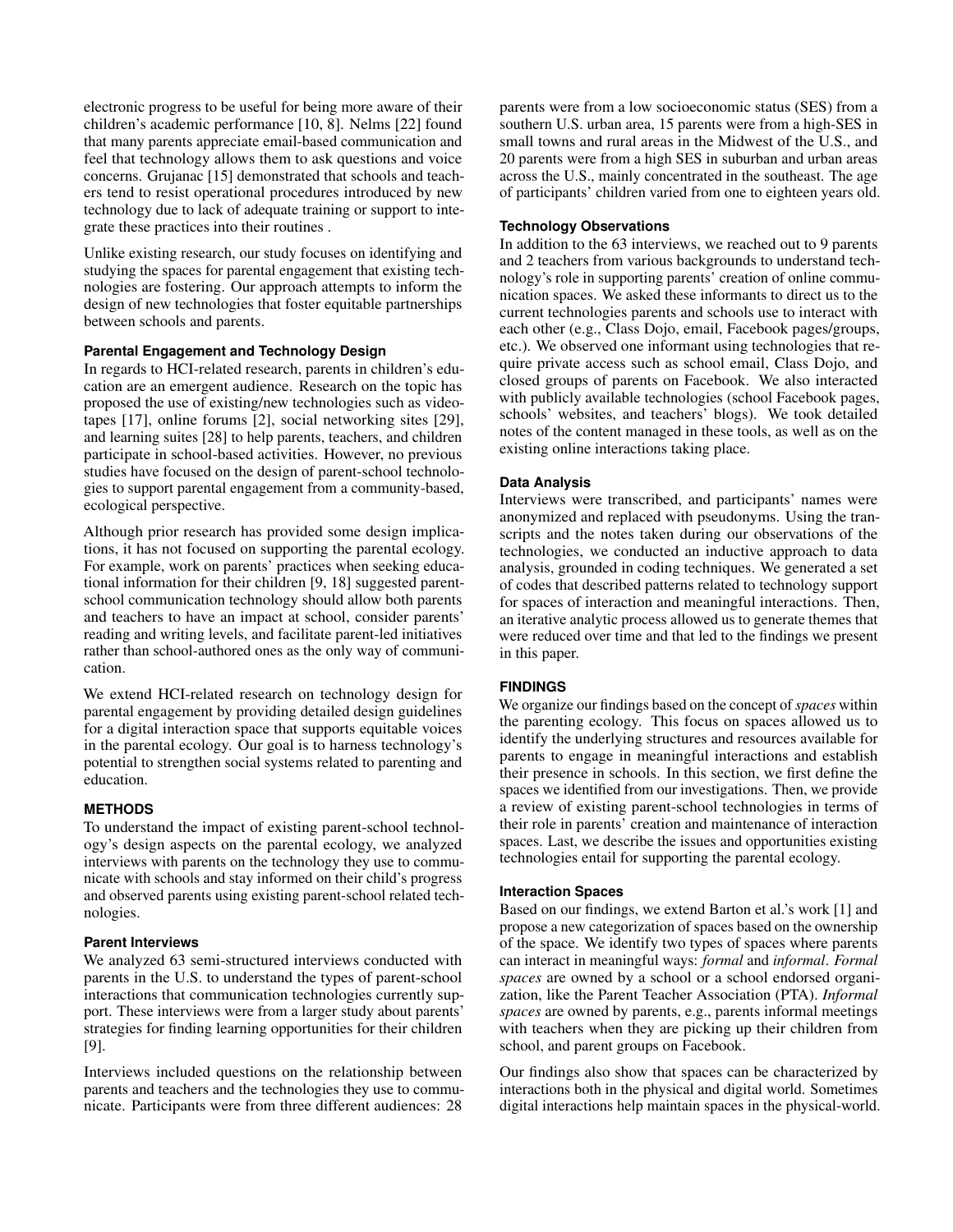electronic progress to be useful for being more aware of their children's academic performance [10, 8]. Nelms [22] found that many parents appreciate email-based communication and feel that technology allows them to ask questions and voice concerns. Grujanac [15] demonstrated that schools and teachers tend to resist operational procedures introduced by new technology due to lack of adequate training or support to integrate these practices into their routines .

Unlike existing research, our study focuses on identifying and studying the spaces for parental engagement that existing technologies are fostering. Our approach attempts to inform the design of new technologies that foster equitable partnerships between schools and parents.

### Parental Engagement and Technology Design

In regards to HCI-related research, parents in children's education are an emergent audience. Research on the topic has proposed the use of existing/new technologies such as videotapes [17], online forums [2], social networking sites [29], and learning suites [28] to help parents, teachers, and children participate in school-based activities. However, no previous studies have focused on the design of parent-school technologies to support parental engagement from a community-based, ecological perspective.

Although prior research has provided some design implications, it has not focused on supporting the parental ecology. For example, work on parents' practices when seeking educational information for their children [9, 18] suggested parent-school communication technology should allow both parents and teachers to have an impact at school, consider parents' reading and writing levels, and facilitate parent-led initiatives rather than school-authored ones as the only way of communication.

We extend HCI-related research on technology design for parental engagement by providing detailed design guidelines for a digital interaction space that supports equitable voices in the parental ecology. Our goal is to harness technology's potential to strengthen social systems related to parenting and education.

## METHODS

To understand the impact of existing parent-school technology's design aspects on the parental ecology, we analyzed interviews with parents on the technology they use to communicate with schools and stay informed on their child's progress and observed parents using existing parent-school related technologies.

### Parent Interviews

We analyzed 63 semi-structured interviews conducted with parents in the U.S. to understand the types of parent-school interactions that communication technologies currently support. These interviews were from a larger study about parents' strategies for finding learning opportunities for their children [9].

Interviews included questions on the relationship between parents and teachers and the technologies they use to communicate. Participants were from three different audiences: 28 parents were from a low socioeconomic status (SES) from a southern U.S. urban area, 15 parents were from a high-SES in small towns and rural areas in the Midwest of the U.S., and 20 parents were from a high SES in suburban and urban areas across the U.S., mainly concentrated in the southeast. The age of participants' children varied from one to eighteen years old.

### Technology Observations

In addition to the 63 interviews, we reached out to 9 parents and 2 teachers from various backgrounds to understand technology's role in supporting parents' creation of online communication spaces. We asked these informants to direct us to the current technologies parents and schools use to interact with each other (e.g., Class Dojo, email, Facebook pages/groups, etc.). We observed one informant using technologies that require private access such as school email, Class Dojo, and closed groups of parents on Facebook. We also interacted with publicly available technologies (school Facebook pages, schools' websites, and teachers' blogs). We took detailed notes of the content managed in these tools, as well as on the existing online interactions taking place.

### Data Analysis

Interviews were transcribed, and participants' names were anonymized and replaced with pseudonyms. Using the transcripts and the notes taken during our observations of the technologies, we conducted an inductive approach to data analysis, grounded in coding techniques. We generated a set of codes that described patterns related to technology support for spaces of interaction and meaningful interactions. Then, an iterative analytic process allowed us to generate themes that were reduced over time and that led to the findings we present in this paper.

## FINDINGS

We organize our findings based on the concept of *spaces* within the parenting ecology. This focus on spaces allowed us to identify the underlying structures and resources available for parents to engage in meaningful interactions and establish their presence in schools. In this section, we first define the spaces we identified from our investigations. Then, we provide a review of existing parent-school technologies in terms of their role in parents' creation and maintenance of interaction spaces. Last, we describe the issues and opportunities existing technologies entail for supporting the parental ecology.

### Interaction Spaces

Based on our findings, we extend Barton et al.'s work [1] and propose a new categorization of spaces based on the ownership of the space. We identify two types of spaces where parents can interact in meaningful ways: *formal* and *informal*. *Formal spaces* are owned by a school or a school endorsed organization, like the Parent Teacher Association (PTA). *Informal spaces* are owned by parents, e.g., parents informal meetings with teachers when they are picking up their children from school, and parent groups on Facebook.

Our findings also show that spaces can be characterized by interactions both in the physical and digital world. Sometimes digital interactions help maintain spaces in the physical-world.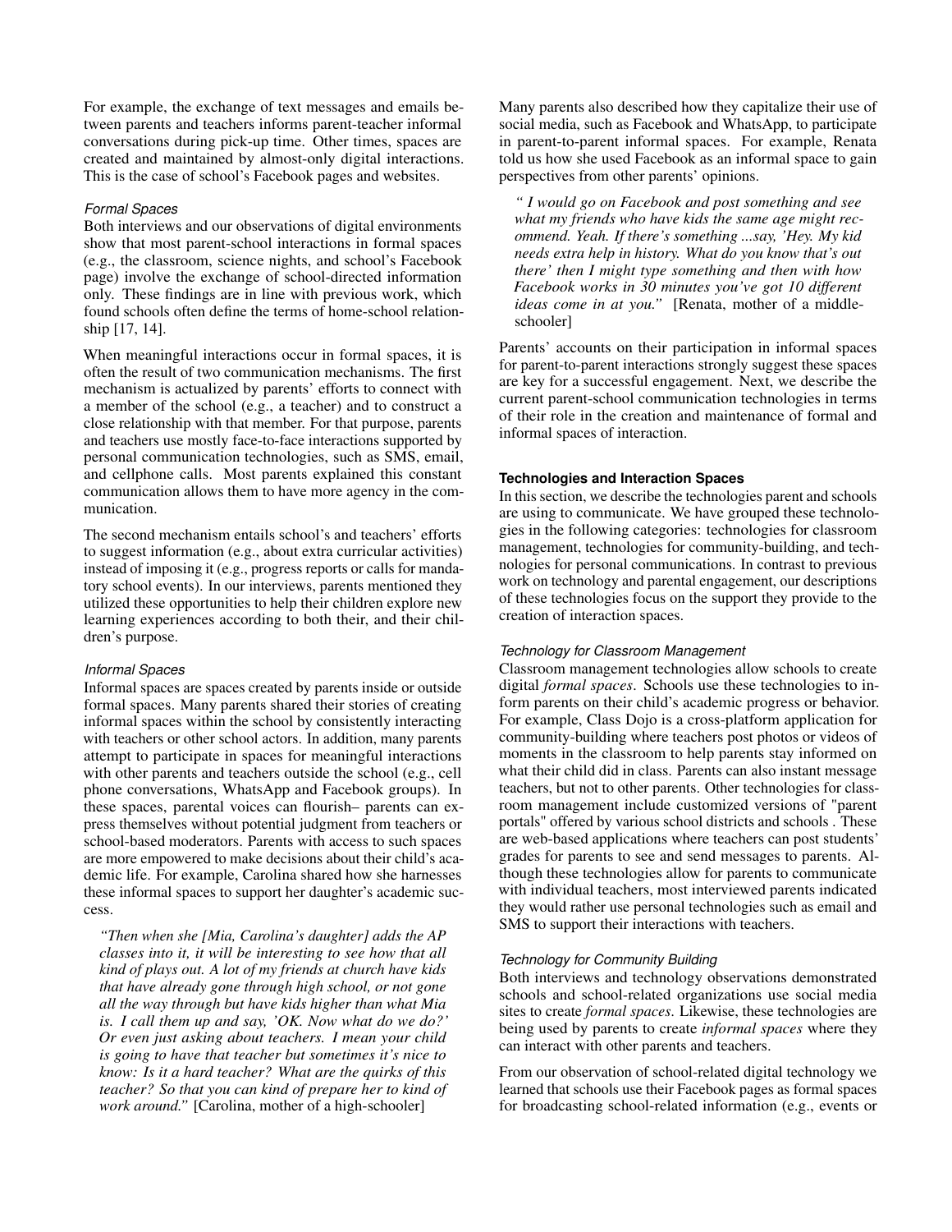For example, the exchange of text messages and emails between parents and teachers informs parent-teacher informal conversations during pick-up time. Other times, spaces are created and maintained by almost-only digital interactions. This is the case of school's Facebook pages and websites.

#### *Formal Spaces*

Both interviews and our observations of digital environments show that most parent-school interactions in formal spaces (e.g., the classroom, science nights, and school's Facebook page) involve the exchange of school-directed information only. These findings are in line with previous work, which found schools often define the terms of home-school relationship [17, 14].

When meaningful interactions occur in formal spaces, it is often the result of two communication mechanisms. The first mechanism is actualized by parents' efforts to connect with a member of the school (e.g., a teacher) and to construct a close relationship with that member. For that purpose, parents and teachers use mostly face-to-face interactions supported by personal communication technologies, such as SMS, email, and cellphone calls. Most parents explained this constant communication allows them to have more agency in the communication.

The second mechanism entails school's and teachers' efforts to suggest information (e.g., about extra curricular activities) instead of imposing it (e.g., progress reports or calls for mandatory school events). In our interviews, parents mentioned they utilized these opportunities to help their children explore new learning experiences according to both their, and their children's purpose.

#### *Informal Spaces*

Informal spaces are spaces created by parents inside or outside formal spaces. Many parents shared their stories of creating informal spaces within the school by consistently interacting with teachers or other school actors. In addition, many parents attempt to participate in spaces for meaningful interactions with other parents and teachers outside the school (e.g., cell phone conversations, WhatsApp and Facebook groups). In these spaces, parental voices can flourish– parents can express themselves without potential judgment from teachers or school-based moderators. Parents with access to such spaces are more empowered to make decisions about their child's academic life. For example, Carolina shared how she harnesses these informal spaces to support her daughter's academic success.

> *"Then when she [Mia, Carolina's daughter] adds the AP classes into it, it will be interesting to see how that all kind of plays out. A lot of my friends at church have kids that have already gone through high school, or not gone all the way through but have kids higher than what Mia is. I call them up and say, 'OK. Now what do we do?' Or even just asking about teachers. I mean your child is going to have that teacher but sometimes it's nice to know: Is it a hard teacher? What are the quirks of this teacher? So that you can kind of prepare her to kind of work around."* [Carolina, mother of a high-schooler]

Many parents also described how they capitalize their use of social media, such as Facebook and WhatsApp, to participate in parent-to-parent informal spaces. For example, Renata told us how she used Facebook as an informal space to gain perspectives from other parents' opinions.

> *" I would go on Facebook and post something and see what my friends who have kids the same age might recommend. Yeah. If there's something ...say, 'Hey. My kid needs extra help in history. What do you know that's out there' then I might type something and then with how Facebook works in 30 minutes you've got 10 different ideas come in at you."* [Renata, mother of a middle-schooler]

Parents' accounts on their participation in informal spaces for parent-to-parent interactions strongly suggest these spaces are key for a successful engagement. Next, we describe the current parent-school communication technologies in terms of their role in the creation and maintenance of formal and informal spaces of interaction.

### **Technologies and Interaction Spaces**

In this section, we describe the technologies parent and schools are using to communicate. We have grouped these technologies in the following categories: technologies for classroom management, technologies for community-building, and technologies for personal communications. In contrast to previous work on technology and parental engagement, our descriptions of these technologies focus on the support they provide to the creation of interaction spaces.

#### *Technology for Classroom Management*

Classroom management technologies allow schools to create digital *formal spaces*. Schools use these technologies to inform parents on their child's academic progress or behavior. For example, Class Dojo is a cross-platform application for community-building where teachers post photos or videos of moments in the classroom to help parents stay informed on what their child did in class. Parents can also instant message teachers, but not to other parents. Other technologies for classroom management include customized versions of "parent portals" offered by various school districts and schools . These are web-based applications where teachers can post students' grades for parents to see and send messages to parents. Although these technologies allow for parents to communicate with individual teachers, most interviewed parents indicated they would rather use personal technologies such as email and SMS to support their interactions with teachers.

#### *Technology for Community Building*

Both interviews and technology observations demonstrated schools and school-related organizations use social media sites to create *formal spaces*. Likewise, these technologies are being used by parents to create *informal spaces* where they can interact with other parents and teachers.

From our observation of school-related digital technology we learned that schools use their Facebook pages as formal spaces for broadcasting school-related information (e.g., events or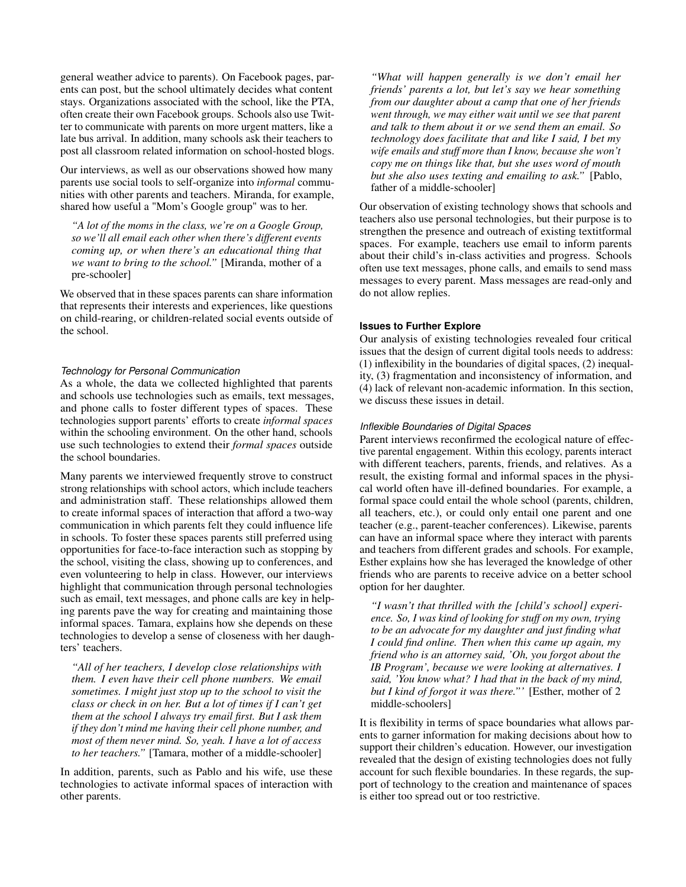general weather advice to parents). On Facebook pages, parents can post, but the school ultimately decides what content stays. Organizations associated with the school, like the PTA, often create their own Facebook groups. Schools also use Twitter to communicate with parents on more urgent matters, like a late bus arrival. In addition, many schools ask their teachers to post all classroom related information on school-hosted blogs.

Our interviews, as well as our observations showed how many parents use social tools to self-organize into *informal* communities with other parents and teachers. Miranda, for example, shared how useful a "Mom's Google group" was to her.

> *"A lot of the moms in the class, we're on a Google Group, so we'll all email each other when there's different events coming up, or when there's an educational thing that we want to bring to the school."* [Miranda, mother of a pre-schooler]

We observed that in these spaces parents can share information that represents their interests and experiences, like questions on child-rearing, or children-related social events outside of the school.

### *Technology for Personal Communication*

As a whole, the data we collected highlighted that parents and schools use technologies such as emails, text messages, and phone calls to foster different types of spaces. These technologies support parents' efforts to create *informal spaces* within the schooling environment. On the other hand, schools use such technologies to extend their *formal spaces* outside the school boundaries.

Many parents we interviewed frequently strove to construct strong relationships with school actors, which include teachers and administration staff. These relationships allowed them to create informal spaces of interaction that afford a two-way communication in which parents felt they could influence life in schools. To foster these spaces parents still preferred using opportunities for face-to-face interaction such as stopping by the school, visiting the class, showing up to conferences, and even volunteering to help in class. However, our interviews highlight that communication through personal technologies such as email, text messages, and phone calls are key in helping parents pave the way for creating and maintaining those informal spaces. Tamara, explains how she depends on these technologies to develop a sense of closeness with her daughters' teachers.

> *"All of her teachers, I develop close relationships with them. I even have their cell phone numbers. We email sometimes. I might just stop up to the school to visit the class or check in on her. But a lot of times if I can't get them at the school I always try email first. But I ask them if they don't mind me having their cell phone number, and most of them never mind. So, yeah. I have a lot of access to her teachers."* [Tamara, mother of a middle-schooler]

In addition, parents, such as Pablo and his wife, use these technologies to activate informal spaces of interaction with other parents.

> *"What will happen generally is we don't email her friends' parents a lot, but let's say we hear something from our daughter about a camp that one of her friends went through, we may either wait until we see that parent and talk to them about it or we send them an email. So technology does facilitate that and like I said, I bet my wife emails and stuff more than I know, because she won't copy me on things like that, but she uses word of mouth but she also uses texting and emailing to ask."* [Pablo, father of a middle-schooler]

Our observation of existing technology shows that schools and teachers also use personal technologies, but their purpose is to strengthen the presence and outreach of existing textitformal spaces. For example, teachers use email to inform parents about their child's in-class activities and progress. Schools often use text messages, phone calls, and emails to send mass messages to every parent. Mass messages are read-only and do not allow replies.

## Issues to Further Explore

Our analysis of existing technologies revealed four critical issues that the design of current digital tools needs to address: (1) inflexibility in the boundaries of digital spaces, (2) inequality, (3) fragmentation and inconsistency of information, and (4) lack of relevant non-academic information. In this section, we discuss these issues in detail.

### *Inflexible Boundaries of Digital Spaces*

Parent interviews reconfirmed the ecological nature of effective parental engagement. Within this ecology, parents interact with different teachers, parents, friends, and relatives. As a result, the existing formal and informal spaces in the physical world often have ill-defined boundaries. For example, a formal space could entail the whole school (parents, children, all teachers, etc.), or could only entail one parent and one teacher (e.g., parent-teacher conferences). Likewise, parents can have an informal space where they interact with parents and teachers from different grades and schools. For example, Esther explains how she has leveraged the knowledge of other friends who are parents to receive advice on a better school option for her daughter.

> *"I wasn't that thrilled with the [child's school] experience. So, I was kind of looking for stuff on my own, trying to be an advocate for my daughter and just finding what I could find online. Then when this came up again, my friend who is an attorney said, 'Oh, you forgot about the IB Program', because we were looking at alternatives. I said, 'You know what? I had that in the back of my mind, but I kind of forgot it was there."'* [Esther, mother of 2 middle-schoolers]

It is flexibility in terms of space boundaries what allows parents to garner information for making decisions about how to support their children's education. However, our investigation revealed that the design of existing technologies does not fully account for such flexible boundaries. In these regards, the support of technology to the creation and maintenance of spaces is either too spread out or too restrictive.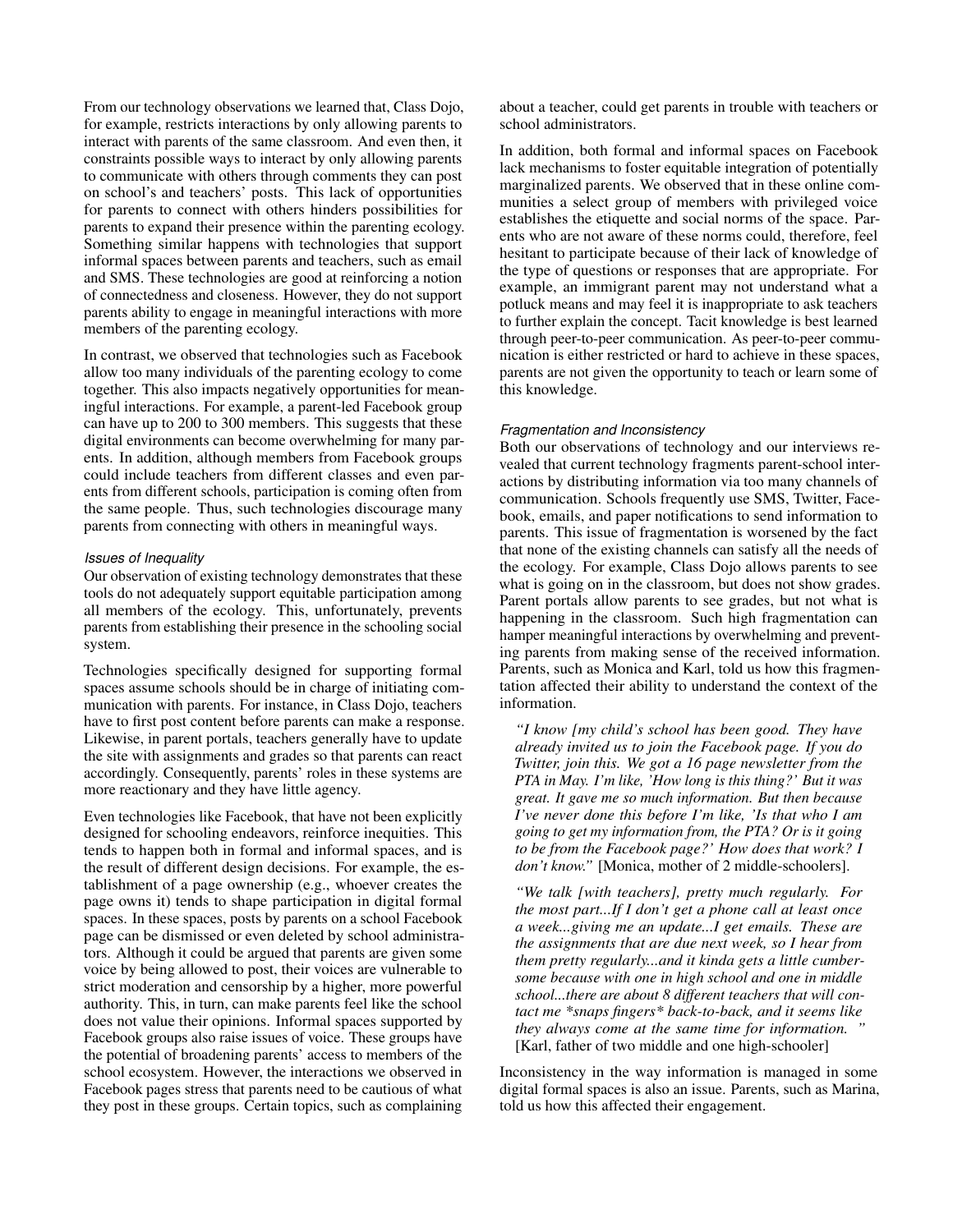From our technology observations we learned that, Class Dojo, for example, restricts interactions by only allowing parents to interact with parents of the same classroom. And even then, it constraints possible ways to interact by only allowing parents to communicate with others through comments they can post on school's and teachers' posts. This lack of opportunities for parents to connect with others hinders possibilities for parents to expand their presence within the parenting ecology. Something similar happens with technologies that support informal spaces between parents and teachers, such as email and SMS. These technologies are good at reinforcing a notion of connectedness and closeness. However, they do not support parents ability to engage in meaningful interactions with more members of the parenting ecology.

In contrast, we observed that technologies such as Facebook allow too many individuals of the parenting ecology to come together. This also impacts negatively opportunities for meaningful interactions. For example, a parent-led Facebook group can have up to 200 to 300 members. This suggests that these digital environments can become overwhelming for many parents. In addition, although members from Facebook groups could include teachers from different classes and even parents from different schools, participation is coming often from the same people. Thus, such technologies discourage many parents from connecting with others in meaningful ways.

#### *Issues of Inequality*

Our observation of existing technology demonstrates that these tools do not adequately support equitable participation among all members of the ecology. This, unfortunately, prevents parents from establishing their presence in the schooling social system.

Technologies specifically designed for supporting formal spaces assume schools should be in charge of initiating communication with parents. For instance, in Class Dojo, teachers have to first post content before parents can make a response. Likewise, in parent portals, teachers generally have to update the site with assignments and grades so that parents can react accordingly. Consequently, parents' roles in these systems are more reactionary and they have little agency.

Even technologies like Facebook, that have not been explicitly designed for schooling endeavors, reinforce inequities. This tends to happen both in formal and informal spaces, and is the result of different design decisions. For example, the establishment of a page ownership (e.g., whoever creates the page owns it) tends to shape participation in digital formal spaces. In these spaces, posts by parents on a school Facebook page can be dismissed or even deleted by school administrators. Although it could be argued that parents are given some voice by being allowed to post, their voices are vulnerable to strict moderation and censorship by a higher, more powerful authority. This, in turn, can make parents feel like the school does not value their opinions. Informal spaces supported by Facebook groups also raise issues of voice. These groups have the potential of broadening parents' access to members of the school ecosystem. However, the interactions we observed in Facebook pages stress that parents need to be cautious of what they post in these groups. Certain topics, such as complaining about a teacher, could get parents in trouble with teachers or school administrators.

In addition, both formal and informal spaces on Facebook lack mechanisms to foster equitable integration of potentially marginalized parents. We observed that in these online communities a select group of members with privileged voice establishes the etiquette and social norms of the space. Parents who are not aware of these norms could, therefore, feel hesitant to participate because of their lack of knowledge of the type of questions or responses that are appropriate. For example, an immigrant parent may not understand what a potluck means and may feel it is inappropriate to ask teachers to further explain the concept. Tacit knowledge is best learned through peer-to-peer communication. As peer-to-peer communication is either restricted or hard to achieve in these spaces, parents are not given the opportunity to teach or learn some of this knowledge.

#### *Fragmentation and Inconsistency*

Both our observations of technology and our interviews revealed that current technology fragments parent-school interactions by distributing information via too many channels of communication. Schools frequently use SMS, Twitter, Facebook, emails, and paper notifications to send information to parents. This issue of fragmentation is worsened by the fact that none of the existing channels can satisfy all the needs of the ecology. For example, Class Dojo allows parents to see what is going on in the classroom, but does not show grades. Parent portals allow parents to see grades, but not what is happening in the classroom. Such high fragmentation can hamper meaningful interactions by overwhelming and preventing parents from making sense of the received information. Parents, such as Monica and Karl, told us how this fragmentation affected their ability to understand the context of the information.

> *"I know [my child's school has been good. They have already invited us to join the Facebook page. If you do Twitter, join this. We got a 16 page newsletter from the PTA in May. I'm like, 'How long is this thing?' But it was great. It gave me so much information. But then because I've never done this before I'm like, 'Is that who I am going to get my information from, the PTA? Or is it going to be from the Facebook page?' How does that work? I don't know."* [Monica, mother of 2 middle-schoolers].

> *"We talk [with teachers], pretty much regularly. For the most part...If I don't get a phone call at least once a week...giving me an update...I get emails. These are the assignments that are due next week, so I hear from them pretty regularly...and it kinda gets a little cumbersome because with one in high school and one in middle school...there are about 8 different teachers that will contact me \*snaps fingers\* back-to-back, and it seems like they always come at the same time for information. "* [Karl, father of two middle and one high-schooler]

Inconsistency in the way information is managed in some digital formal spaces is also an issue. Parents, such as Marina, told us how this affected their engagement.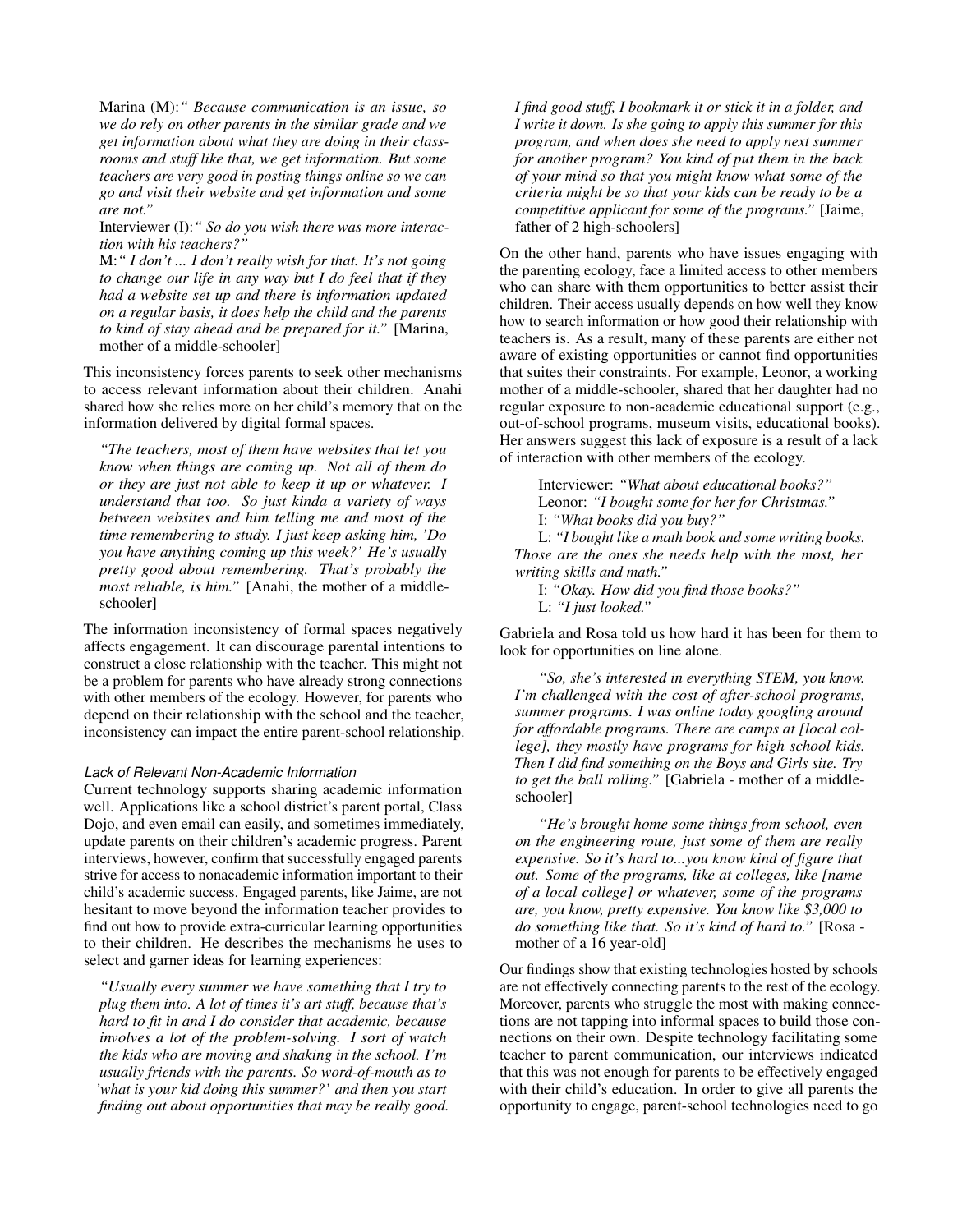Marina (M): *" Because communication is an issue, so we do rely on other parents in the similar grade and we get information about what they are doing in their classrooms and stuff like that, we get information. But some teachers are very good in posting things online so we can go and visit their website and get information and some are not."*

Interviewer (I): *" So do you wish there was more interaction with his teachers?"*

M: *" I don't ... I don't really wish for that. It's not going to change our life in any way but I do feel that if they had a website set up and there is information updated on a regular basis, it does help the child and the parents to kind of stay ahead and be prepared for it."* [Marina, mother of a middle-schooler]

This inconsistency forces parents to seek other mechanisms to access relevant information about their children. Anahi shared how she relies more on her child's memory that on the information delivered by digital formal spaces.

> *"The teachers, most of them have websites that let you know when things are coming up. Not all of them do or they are just not able to keep it up or whatever. I understand that too. So just kinda a variety of ways between websites and him telling me and most of the time remembering to study. I just keep asking him, 'Do you have anything coming up this week?' He's usually pretty good about remembering. That's probably the most reliable, is him."* [Anahi, the mother of a middle-schooler]

The information inconsistency of formal spaces negatively affects engagement. It can discourage parental intentions to construct a close relationship with the teacher. This might not be a problem for parents who have already strong connections with other members of the ecology. However, for parents who depend on their relationship with the school and the teacher, inconsistency can impact the entire parent-school relationship.

#### *Lack of Relevant Non-Academic Information*

Current technology supports sharing academic information well. Applications like a school district's parent portal, Class Dojo, and even email can easily, and sometimes immediately, update parents on their children's academic progress. Parent interviews, however, confirm that successfully engaged parents strive for access to nonacademic information important to their child's academic success. Engaged parents, like Jaime, are not hesitant to move beyond the information teacher provides to find out how to provide extra-curricular learning opportunities to their children. He describes the mechanisms he uses to select and garner ideas for learning experiences:

> *"Usually every summer we have something that I try to plug them into. A lot of times it's art stuff, because that's hard to fit in and I do consider that academic, because involves a lot of the problem-solving. I sort of watch the kids who are moving and shaking in the school. I'm usually friends with the parents. So word-of-mouth as to 'what is your kid doing this summer?' and then you start finding out about opportunities that may be really good. I find good stuff, I bookmark it or stick it in a folder, and I write it down. Is she going to apply this summer for this program, and when does she need to apply next summer for another program? You kind of put them in the back of your mind so that you might know what some of the criteria might be so that your kids can be ready to be a competitive applicant for some of the programs."* [Jaime, father of 2 high-schoolers]

On the other hand, parents who have issues engaging with the parenting ecology, face a limited access to other members who can share with them opportunities to better assist their children. Their access usually depends on how well they know how to search information or how good their relationship with teachers is. As a result, many of these parents are either not aware of existing opportunities or cannot find opportunities that suites their constraints. For example, Leonor, a working mother of a middle-schooler, shared that her daughter had no regular exposure to non-academic educational support (e.g., out-of-school programs, museum visits, educational books). Her answers suggest this lack of exposure is a result of a lack of interaction with other members of the ecology.

> Interviewer: *"What about educational books?"*
>
> Leonor: *"I bought some for her for Christmas."*
>
> I: *"What books did you buy?"*
>
> L: *"I bought like a math book and some writing books. Those are the ones she needs help with the most, her writing skills and math."*
>
> I: *"Okay. How did you find those books?"*
>
> L: *"I just looked."*

Gabriela and Rosa told us how hard it has been for them to look for opportunities on line alone.

> *"So, she's interested in everything STEM, you know. I'm challenged with the cost of after-school programs, summer programs. I was online today googling around for affordable programs. There are camps at [local college], they mostly have programs for high school kids. Then I did find something on the Boys and Girls site. Try to get the ball rolling."* [Gabriela - mother of a middle-schooler]

> *"He's brought home some things from school, even on the engineering route, just some of them are really expensive. So it's hard to...you know kind of figure that out. Some of the programs, like at colleges, like [name of a local college] or whatever, some of the programs are, you know, pretty expensive. You know like $3,000 to do something like that. So it's kind of hard to."* [Rosa - mother of a 16 year-old]

Our findings show that existing technologies hosted by schools are not effectively connecting parents to the rest of the ecology. Moreover, parents who struggle the most with making connections are not tapping into informal spaces to build those connections on their own. Despite technology facilitating some teacher to parent communication, our interviews indicated that this was not enough for parents to be effectively engaged with their child's education. In order to give all parents the opportunity to engage, parent-school technologies need to go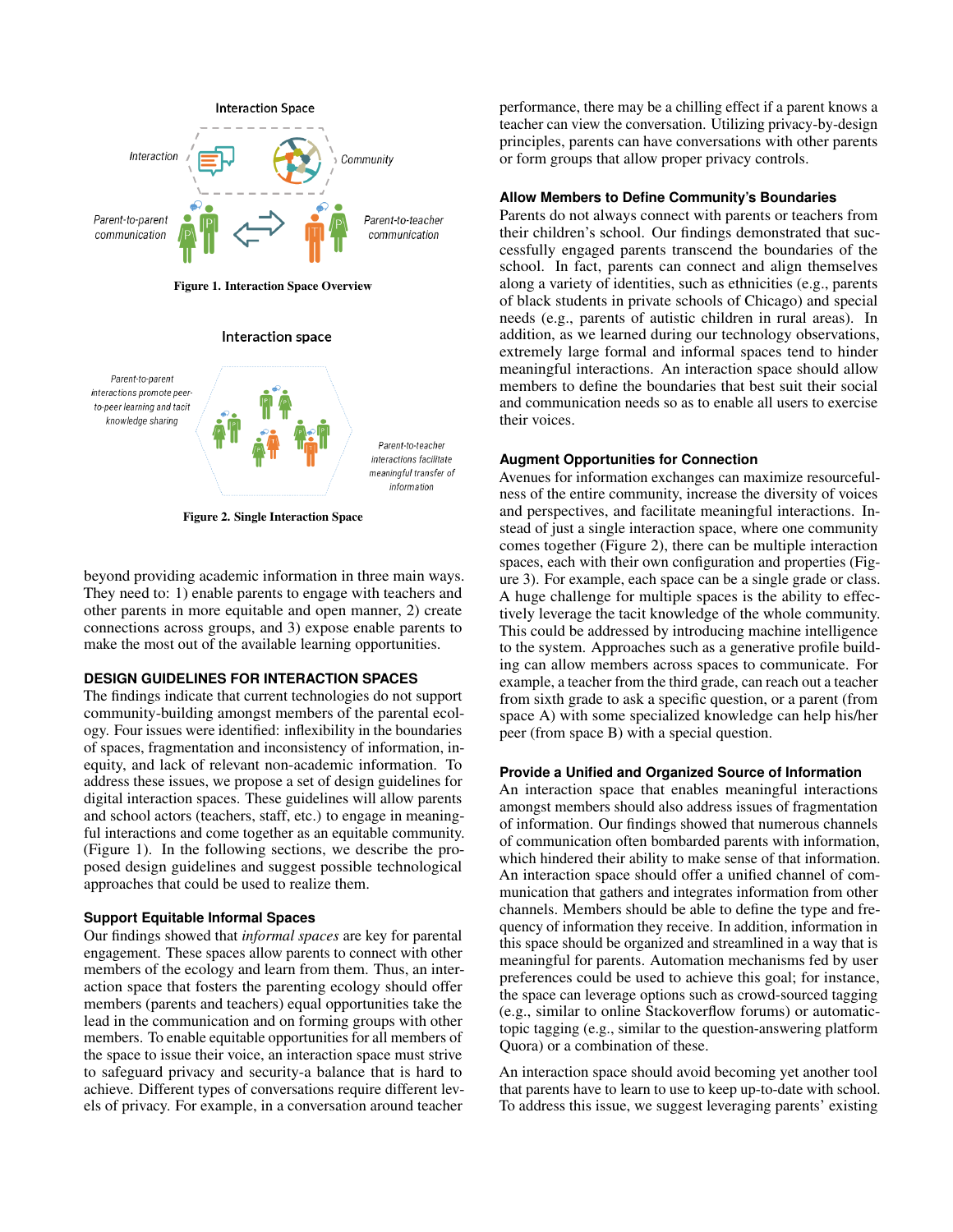Figure 1. Interaction Space Overview

Figure 2. Single Interaction Space

beyond providing academic information in three main ways. They need to: 1) enable parents to engage with teachers and other parents in more equitable and open manner, 2) create connections across groups, and 3) expose enable parents to make the most out of the available learning opportunities.

## DESIGN GUIDELINES FOR INTERACTION SPACES

The findings indicate that current technologies do not support community-building amongst members of the parental ecology. Four issues were identified: inflexibility in the boundaries of spaces, fragmentation and inconsistency of information, inequity, and lack of relevant non-academic information. To address these issues, we propose a set of design guidelines for digital interaction spaces. These guidelines will allow parents and school actors (teachers, staff, etc.) to engage in meaningful interactions and come together as an equitable community. (Figure 1). In the following sections, we describe the proposed design guidelines and suggest possible technological approaches that could be used to realize them.

### Support Equitable Informal Spaces

Our findings showed that *informal spaces* are key for parental engagement. These spaces allow parents to connect with other members of the ecology and learn from them. Thus, an interaction space that fosters the parenting ecology should offer members (parents and teachers) equal opportunities take the lead in the communication and on forming groups with other members. To enable equitable opportunities for all members of the space to issue their voice, an interaction space must strive to safeguard privacy and security-a balance that is hard to achieve. Different types of conversations require different levels of privacy. For example, in a conversation around teacher performance, there may be a chilling effect if a parent knows a teacher can view the conversation. Utilizing privacy-by-design principles, parents can have conversations with other parents or form groups that allow proper privacy controls.

### Allow Members to Define Community's Boundaries

Parents do not always connect with parents or teachers from their children's school. Our findings demonstrated that successfully engaged parents transcend the boundaries of the school. In fact, parents can connect and align themselves along a variety of identities, such as ethnicities (e.g., parents of black students in private schools of Chicago) and special needs (e.g., parents of autistic children in rural areas). In addition, as we learned during our technology observations, extremely large formal and informal spaces tend to hinder meaningful interactions. An interaction space should allow members to define the boundaries that best suit their social and communication needs so as to enable all users to exercise their voices.

### Augment Opportunities for Connection

Avenues for information exchanges can maximize resourcefulness of the entire community, increase the diversity of voices and perspectives, and facilitate meaningful interactions. Instead of just a single interaction space, where one community comes together (Figure 2), there can be multiple interaction spaces, each with their own configuration and properties (Figure 3). For example, each space can be a single grade or class. A huge challenge for multiple spaces is the ability to effectively leverage the tacit knowledge of the whole community. This could be addressed by introducing machine intelligence to the system. Approaches such as a generative profile building can allow members across spaces to communicate. For example, a teacher from the third grade, can reach out a teacher from sixth grade to ask a specific question, or a parent (from space A) with some specialized knowledge can help his/her peer (from space B) with a special question.

### Provide a Unified and Organized Source of Information

An interaction space that enables meaningful interactions amongst members should also address issues of fragmentation of information. Our findings showed that numerous channels of communication often bombarded parents with information, which hindered their ability to make sense of that information. An interaction space should offer a unified channel of communication that gathers and integrates information from other channels. Members should be able to define the type and frequency of information they receive. In addition, information in this space should be organized and streamlined in a way that is meaningful for parents. Automation mechanisms fed by user preferences could be used to achieve this goal; for instance, the space can leverage options such as crowd-sourced tagging (e.g., similar to online Stackoverflow forums) or automatic-topic tagging (e.g., similar to the question-answering platform Quora) or a combination of these.

An interaction space should avoid becoming yet another tool that parents have to learn to use to keep up-to-date with school. To address this issue, we suggest leveraging parents' existing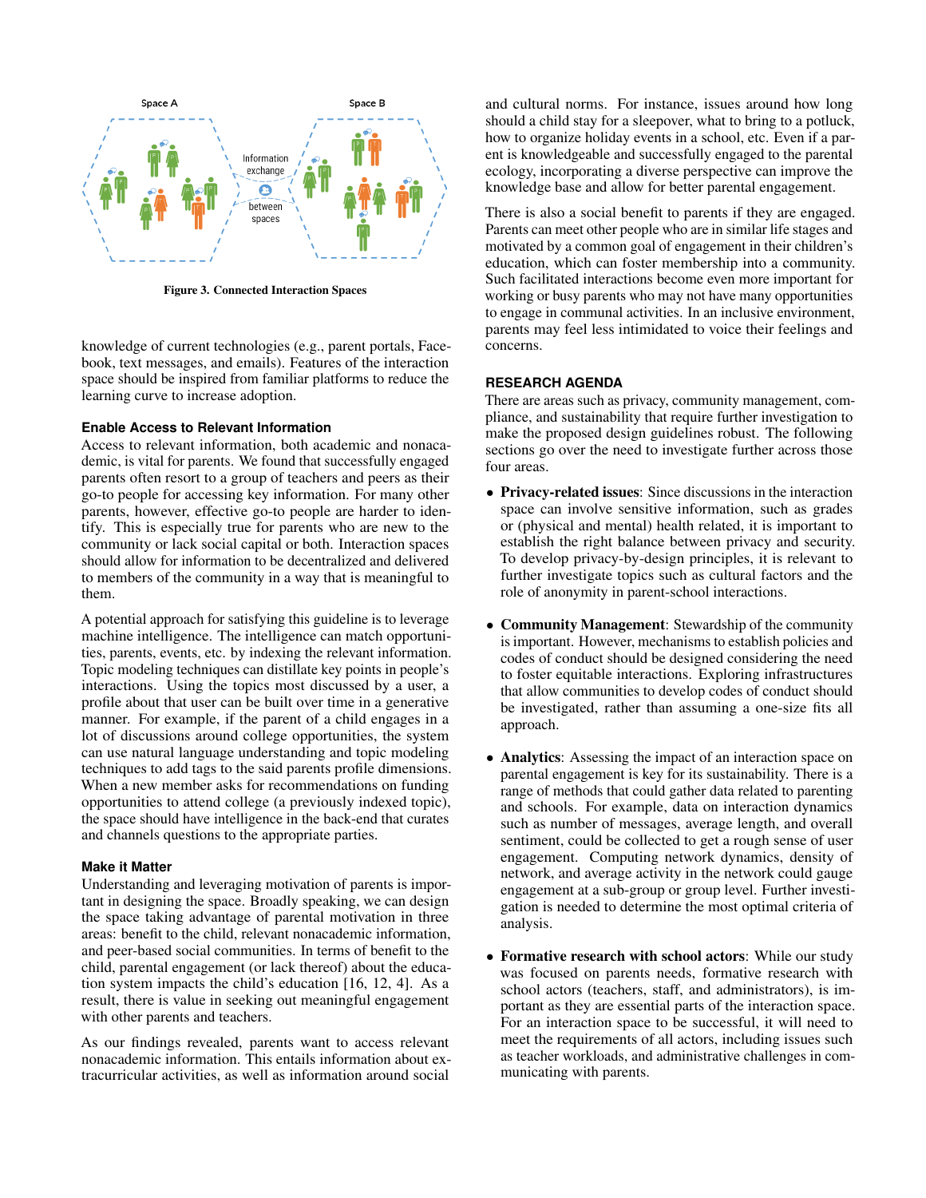Figure 3. Connected Interaction Spaces

knowledge of current technologies (e.g., parent portals, Facebook, text messages, and emails). Features of the interaction space should be inspired from familiar platforms to reduce the learning curve to increase adoption.

### Enable Access to Relevant Information

Access to relevant information, both academic and nonacademic, is vital for parents. We found that successfully engaged parents often resort to a group of teachers and peers as their go-to people for accessing key information. For many other parents, however, effective go-to people are harder to identify. This is especially true for parents who are new to the community or lack social capital or both. Interaction spaces should allow for information to be decentralized and delivered to members of the community in a way that is meaningful to them.

A potential approach for satisfying this guideline is to leverage machine intelligence. The intelligence can match opportunities, parents, events, etc. by indexing the relevant information. Topic modeling techniques can distill key points in people's interactions. Using the topics most discussed by a user, a profile about that user can be built over time in a generative manner. For example, if the parent of a child engages in a lot of discussions around college opportunities, the system can use natural language understanding and topic modeling techniques to add tags to the said parents profile dimensions. When a new member asks for recommendations on funding opportunities to attend college (a previously indexed topic), the space should have intelligence in the back-end that curates and channels questions to the appropriate parties.

### Make it Matter

Understanding and leveraging motivation of parents is important in designing the space. Broadly speaking, we can design the space taking advantage of parental motivation in three areas: benefit to the child, relevant nonacademic information, and peer-based social communities. In terms of benefit to the child, parental engagement (or lack thereof) about the education system impacts the child's education [16, 12, 4]. As a result, there is value in seeking out meaningful engagement with other parents and teachers.

As our findings revealed, parents want to access relevant nonacademic information. This entails information about extracurricular activities, as well as information around social and cultural norms. For instance, issues around how long should a child stay for a sleepover, what to bring to a potluck, how to organize holiday events in a school, etc. Even if a parent is knowledgeable and successfully engaged to the parental ecology, incorporating a diverse perspective can improve the knowledge base and allow for better parental engagement.

There is also a social benefit to parents if they are engaged. Parents can meet other people who are in similar life stages and motivated by a common goal of engagement in their children's education, which can foster membership into a community. Such facilitated interactions become even more important for working or busy parents who may not have many opportunities to engage in communal activities. In an inclusive environment, parents may feel less intimidated to voice their feelings and concerns.

## RESEARCH AGENDA

There are areas such as privacy, community management, compliance, and sustainability that require further investigation to make the proposed design guidelines robust. The following sections go over the need to investigate further across those four areas.

- **Privacy-related issues**: Since discussions in the interaction space can involve sensitive information, such as grades or (physical and mental) health related, it is important to establish the right balance between privacy and security. To develop privacy-by-design principles, it is relevant to further investigate topics such as cultural factors and the role of anonymity in parent-school interactions.

- **Community Management**: Stewardship of the community is important. However, mechanisms to establish policies and codes of conduct should be designed considering the need to foster equitable interactions. Exploring infrastructures that allow communities to develop codes of conduct should be investigated, rather than assuming a one-size fits all approach.

- **Analytics**: Assessing the impact of an interaction space on parental engagement is key for its sustainability. There is a range of methods that could gather data related to parenting and schools. For example, data on interaction dynamics such as number of messages, average length, and overall sentiment, could be collected to get a rough sense of user engagement. Computing network dynamics, density of network, and average activity in the network could gauge engagement at a sub-group or group level. Further investigation is needed to determine the most optimal criteria of analysis.

- **Formative research with school actors**: While our study was focused on parents needs, formative research with school actors (teachers, staff, and administrators), is important as they are essential parts of the interaction space. For an interaction space to be successful, it will need to meet the requirements of all actors, including issues such as teacher workloads, and administrative challenges in communicating with parents.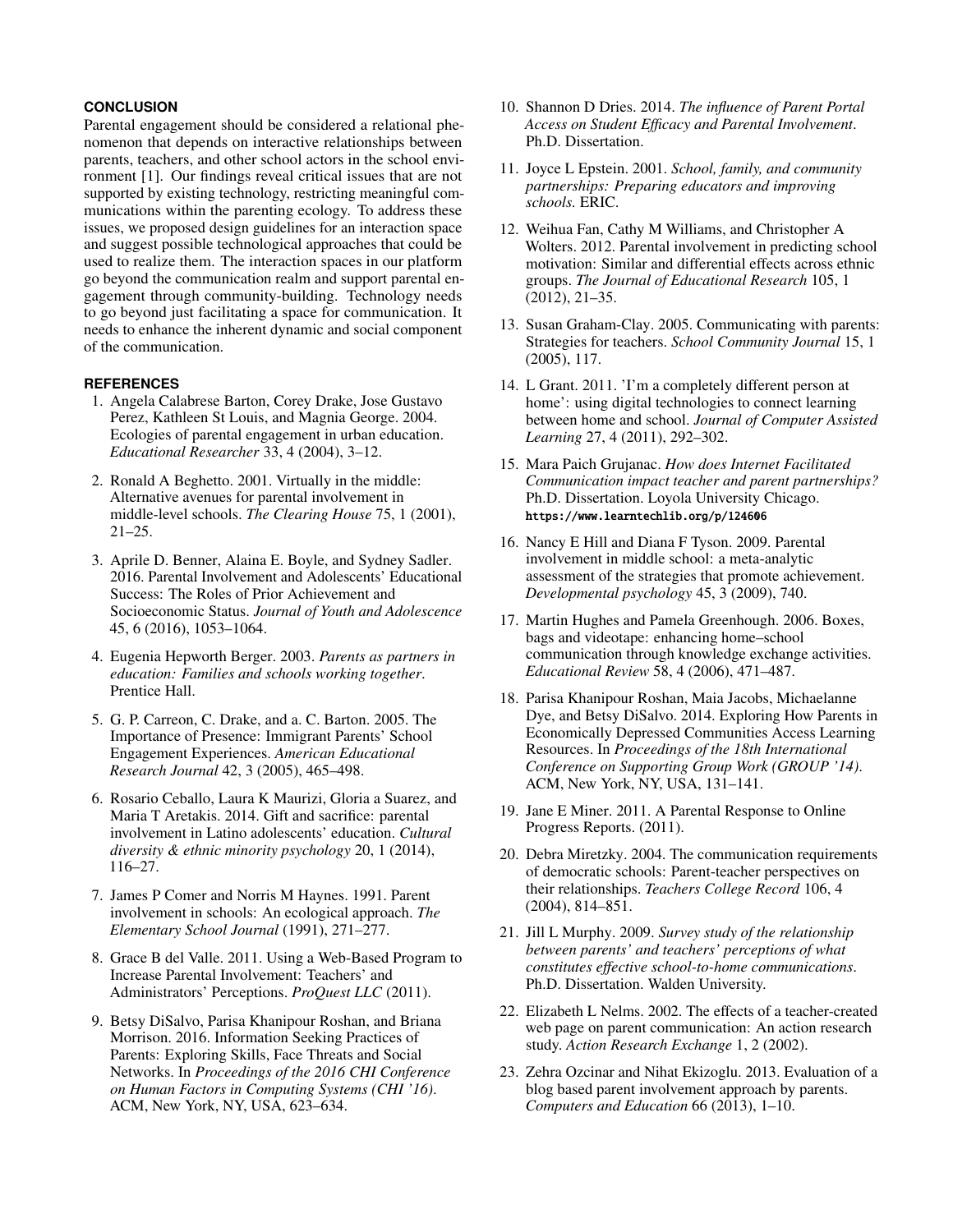## CONCLUSION

Parental engagement should be considered a relational phenomenon that depends on interactive relationships between parents, teachers, and other school actors in the school environment [1]. Our findings reveal critical issues that are not supported by existing technology, restricting meaningful communications within the parenting ecology. To address these issues, we proposed design guidelines for an interaction space and suggest possible technological approaches that could be used to realize them. The interaction spaces in our platform go beyond the communication realm and support parental engagement through community-building. Technology needs to go beyond just facilitating a space for communication. It needs to enhance the inherent dynamic and social component of the communication.

## REFERENCES

1. Angela Calabrese Barton, Corey Drake, Jose Gustavo Perez, Kathleen St Louis, and Magnia George. 2004. Ecologies of parental engagement in urban education. *Educational Researcher* 33, 4 (2004), 3–12.
2. Ronald A Beghetto. 2001. Virtually in the middle: Alternative avenues for parental involvement in middle-level schools. *The Clearing House* 75, 1 (2001), 21–25.
3. Aprile D. Benner, Alaina E. Boyle, and Sydney Sadler. 2016. Parental Involvement and Adolescents' Educational Success: The Roles of Prior Achievement and Socioeconomic Status. *Journal of Youth and Adolescence* 45, 6 (2016), 1053–1064.
4. Eugenia Hepworth Berger. 2003. *Parents as partners in education: Families and schools working together*. Prentice Hall.
5. G. P. Carreon, C. Drake, and a. C. Barton. 2005. The Importance of Presence: Immigrant Parents' School Engagement Experiences. *American Educational Research Journal* 42, 3 (2005), 465–498.
6. Rosario Ceballo, Laura K Maurizi, Gloria a Suarez, and Maria T Aretakis. 2014. Gift and sacrifice: parental involvement in Latino adolescents' education. *Cultural diversity & ethnic minority psychology* 20, 1 (2014), 116–27.
7. James P Comer and Norris M Haynes. 1991. Parent involvement in schools: An ecological approach. *The Elementary School Journal* (1991), 271–277.
8. Grace B del Valle. 2011. Using a Web-Based Program to Increase Parental Involvement: Teachers' and Administrators' Perceptions. *ProQuest LLC* (2011).
9. Betsy DiSalvo, Parisa Khanipour Roshan, and Briana Morrison. 2016. Information Seeking Practices of Parents: Exploring Skills, Face Threats and Social Networks. In *Proceedings of the 2016 CHI Conference on Human Factors in Computing Systems (CHI '16)*. ACM, New York, NY, USA, 623–634.
10. Shannon D Dries. 2014. *The influence of Parent Portal Access on Student Efficacy and Parental Involvement*. Ph.D. Dissertation.
11. Joyce L Epstein. 2001. *School, family, and community partnerships: Preparing educators and improving schools.* ERIC.
12. Weihua Fan, Cathy M Williams, and Christopher A Wolters. 2012. Parental involvement in predicting school motivation: Similar and differential effects across ethnic groups. *The Journal of Educational Research* 105, 1 (2012), 21–35.
13. Susan Graham-Clay. 2005. Communicating with parents: Strategies for teachers. *School Community Journal* 15, 1 (2005), 117.
14. L Grant. 2011. 'I'm a completely different person at home': using digital technologies to connect learning between home and school. *Journal of Computer Assisted Learning* 27, 4 (2011), 292–302.
15. Mara Paich Grujanac. *How does Internet Facilitated Communication impact teacher and parent partnerships?* Ph.D. Dissertation. Loyola University Chicago. https://www.learntechlib.org/p/124606
16. Nancy E Hill and Diana F Tyson. 2009. Parental involvement in middle school: a meta-analytic assessment of the strategies that promote achievement. *Developmental psychology* 45, 3 (2009), 740.
17. Martin Hughes and Pamela Greenhough. 2006. Boxes, bags and videotape: enhancing home–school communication through knowledge exchange activities. *Educational Review* 58, 4 (2006), 471–487.
18. Parisa Khanipour Roshan, Maia Jacobs, Michaelanne Dye, and Betsy DiSalvo. 2014. Exploring How Parents in Economically Depressed Communities Access Learning Resources. In *Proceedings of the 18th International Conference on Supporting Group Work (GROUP '14)*. ACM, New York, NY, USA, 131–141.
19. Jane E Miner. 2011. A Parental Response to Online Progress Reports. (2011).
20. Debra Miretzky. 2004. The communication requirements of democratic schools: Parent-teacher perspectives on their relationships. *Teachers College Record* 106, 4 (2004), 814–851.
21. Jill L Murphy. 2009. *Survey study of the relationship between parents' and teachers' perceptions of what constitutes effective school-to-home communications*. Ph.D. Dissertation. Walden University.
22. Elizabeth L Nelms. 2002. The effects of a teacher-created web page on parent communication: An action research study. *Action Research Exchange* 1, 2 (2002).
23. Zehra Ozcinar and Nihat Ekizoglu. 2013. Evaluation of a blog based parent involvement approach by parents. *Computers and Education* 66 (2013), 1–10.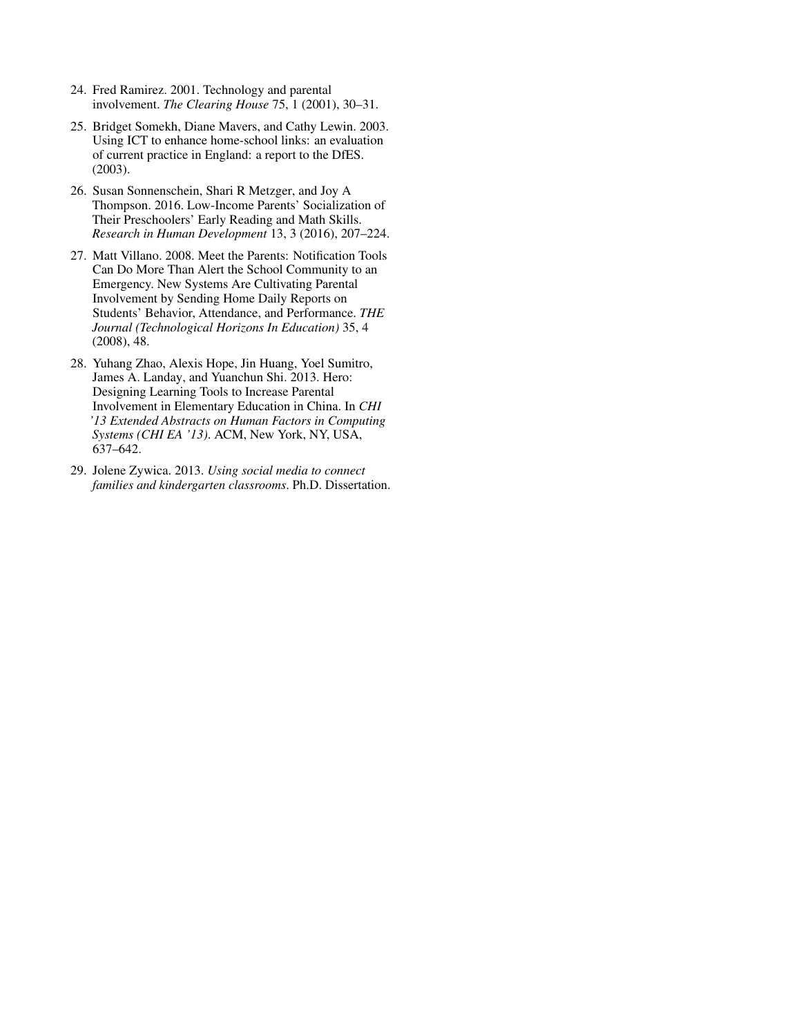24. Fred Ramirez. 2001. Technology and parental involvement. *The Clearing House* 75, 1 (2001), 30–31.

25. Bridget Somekh, Diane Mavers, and Cathy Lewin. 2003. Using ICT to enhance home-school links: an evaluation of current practice in England: a report to the DfES. (2003).

26. Susan Sonnenschein, Shari R Metzger, and Joy A Thompson. 2016. Low-Income Parents' Socialization of Their Preschoolers' Early Reading and Math Skills. *Research in Human Development* 13, 3 (2016), 207–224.

27. Matt Villano. 2008. Meet the Parents: Notification Tools Can Do More Than Alert the School Community to an Emergency. New Systems Are Cultivating Parental Involvement by Sending Home Daily Reports on Students' Behavior, Attendance, and Performance. *THE Journal (Technological Horizons In Education)* 35, 4 (2008), 48.

28. Yuhang Zhao, Alexis Hope, Jin Huang, Yoel Sumitro, James A. Landay, and Yuanchun Shi. 2013. Hero: Designing Learning Tools to Increase Parental Involvement in Elementary Education in China. In *CHI '13 Extended Abstracts on Human Factors in Computing Systems (CHI EA '13)*. ACM, New York, NY, USA, 637–642.

29. Jolene Zywica. 2013. *Using social media to connect families and kindergarten classrooms*. Ph.D. Dissertation.